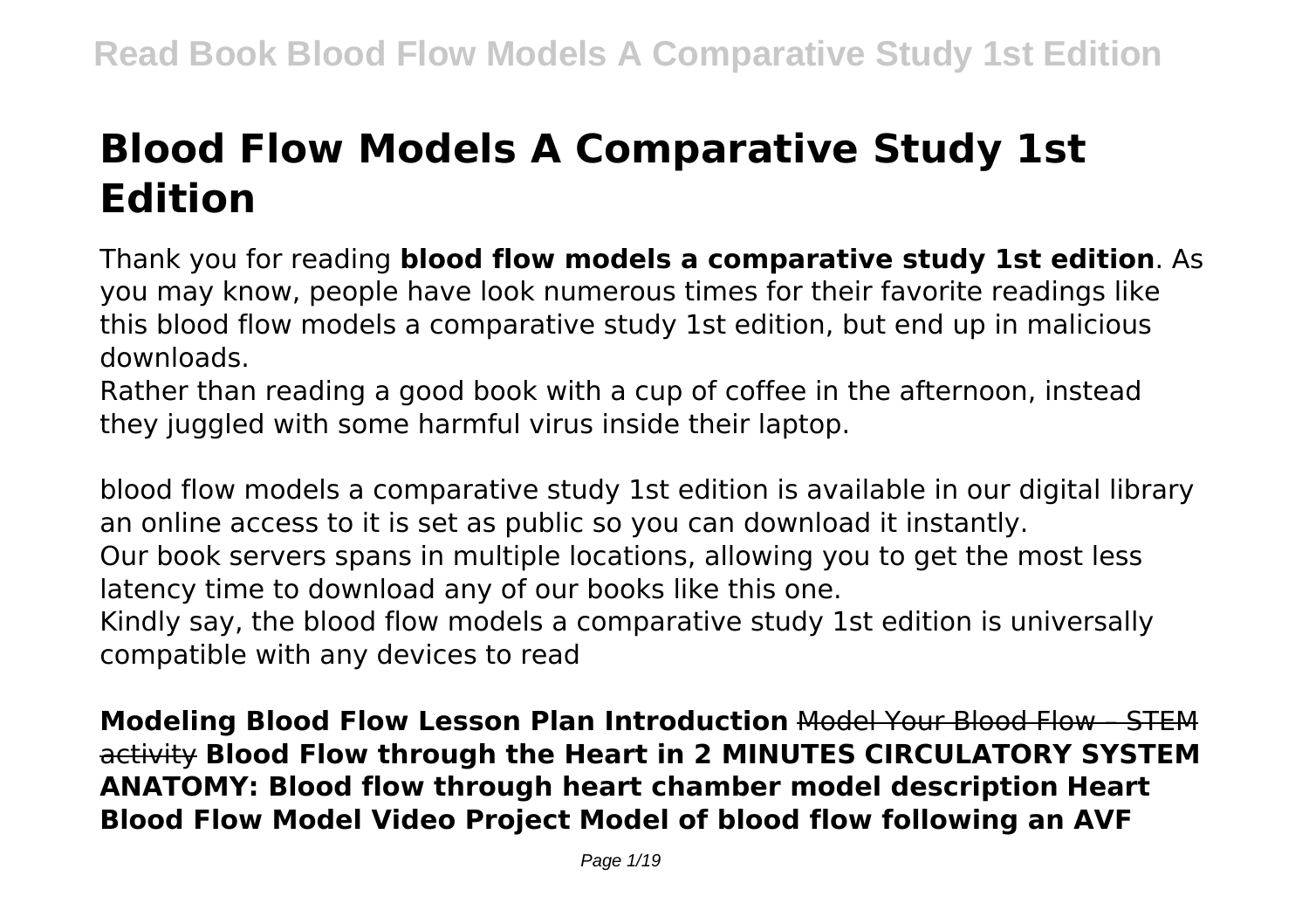# Blood Flow Models A Comparative Study 1st Edition

Thank you for reading **blood flow models a comparative study 1st edition**. As you may know, people have look numerous times for their favorite readings like this blood flow models a comparative study 1st edition, but end up in malicious downloads.

Rather than reading a good book with a cup of coffee in the afternoon, instead they juggled with some harmful virus inside their laptop.

blood flow models a comparative study 1st edition is available in our digital library an online access to it is set as public so you can download it instantly.

Our book servers spans in multiple locations, allowing you to get the most less latency time to download any of our books like this one.

Kindly say, the blood flow models a comparative study 1st edition is universally compatible with any devices to read

**Modeling Blood Flow Lesson Plan Introduction** ~~Model Your Blood Flow – STEM activity~~ **Blood Flow through the Heart in 2 MINUTES CIRCULATORY SYSTEM ANATOMY: Blood flow through heart chamber model description Heart Blood Flow Model Video Project Model of blood flow following an AVF**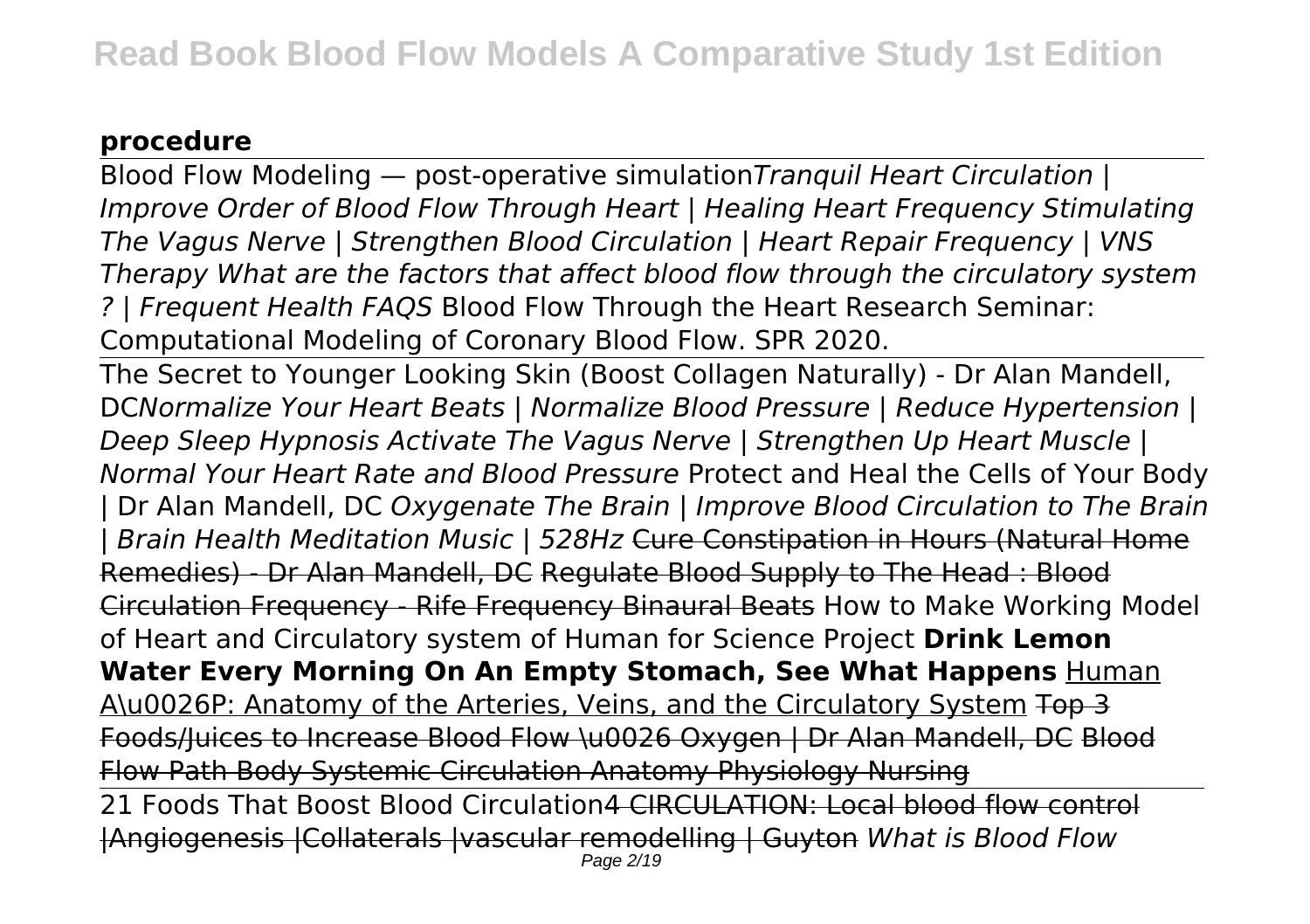**procedure**

Blood Flow Modeling — post-operative simulation*Tranquil Heart Circulation | Improve Order of Blood Flow Through Heart | Healing Heart Frequency Stimulating The Vagus Nerve | Strengthen Blood Circulation | Heart Repair Frequency | VNS Therapy What are the factors that affect blood flow through the circulatory system ? | Frequent Health FAQS* Blood Flow Through the Heart Research Seminar: Computational Modeling of Coronary Blood Flow. SPR 2020.

The Secret to Younger Looking Skin (Boost Collagen Naturally) - Dr Alan Mandell, DC*Normalize Your Heart Beats | Normalize Blood Pressure | Reduce Hypertension | Deep Sleep Hypnosis Activate The Vagus Nerve | Strengthen Up Heart Muscle | Normal Your Heart Rate and Blood Pressure* Protect and Heal the Cells of Your Body | Dr Alan Mandell, DC *Oxygenate The Brain | Improve Blood Circulation to The Brain | Brain Health Meditation Music | 528Hz* ~~Cure Constipation in Hours (Natural Home Remedies) - Dr Alan Mandell, DC~~ ~~Regulate Blood Supply to The Head : Blood Circulation Frequency - Rife Frequency Binaural Beats~~ How to Make Working Model of Heart and Circulatory system of Human for Science Project **Drink Lemon Water Every Morning On An Empty Stomach, See What Happens** Human A\u0026P: Anatomy of the Arteries, Veins, and the Circulatory System ~~Top 3 Foods/Juices to Increase Blood Flow \u0026 Oxygen | Dr Alan Mandell, DC~~ ~~Blood Flow Path Body Systemic Circulation Anatomy Physiology Nursing~~

21 Foods That Boost Blood Circulation~~4 CIRCULATION: Local blood flow control |Angiogenesis |Collaterals |vascular remodelling | Guyton~~ *What is Blood Flow*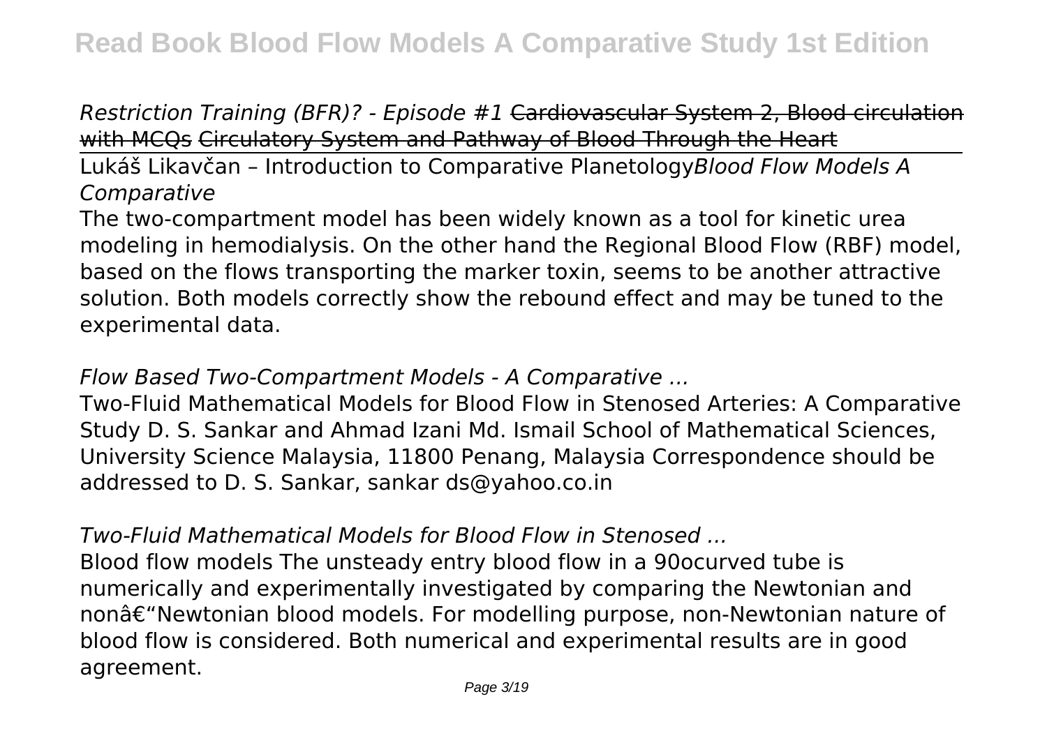*Restriction Training (BFR)? - Episode #1* ~~Cardiovascular System 2, Blood circulation with MCQs~~ ~~Circulatory System and Pathway of Blood Through the Heart~~

Lukáš Likavčan – Introduction to Comparative Planetology*Blood Flow Models A Comparative*

The two-compartment model has been widely known as a tool for kinetic urea modeling in hemodialysis. On the other hand the Regional Blood Flow (RBF) model, based on the flows transporting the marker toxin, seems to be another attractive solution. Both models correctly show the rebound effect and may be tuned to the experimental data.

*Flow Based Two-Compartment Models - A Comparative ...*

Two-Fluid Mathematical Models for Blood Flow in Stenosed Arteries: A Comparative Study D. S. Sankar and Ahmad Izani Md. Ismail School of Mathematical Sciences, University Science Malaysia, 11800 Penang, Malaysia Correspondence should be addressed to D. S. Sankar, sankar ds@yahoo.co.in

*Two-Fluid Mathematical Models for Blood Flow in Stenosed ...*

Blood flow models The unsteady entry blood flow in a 90ocurved tube is numerically and experimentally investigated by comparing the Newtonian and nonâ€"Newtonian blood models. For modelling purpose, non-Newtonian nature of blood flow is considered. Both numerical and experimental results are in good agreement.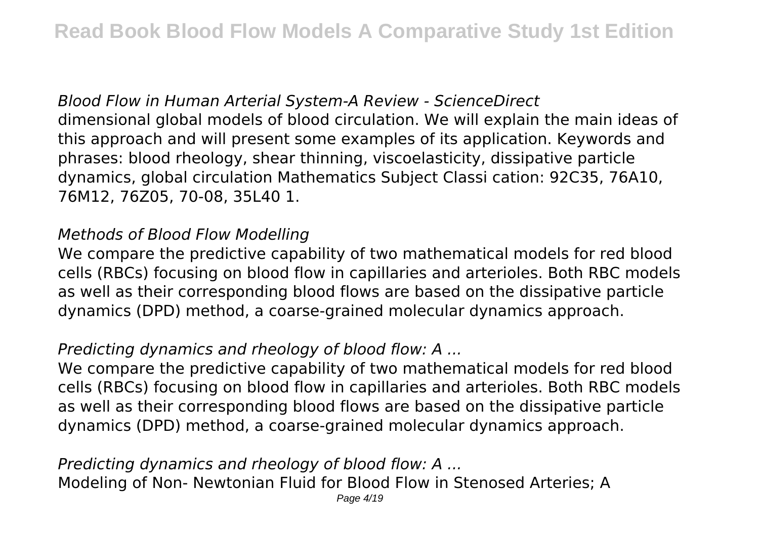*Blood Flow in Human Arterial System-A Review - ScienceDirect*
dimensional global models of blood circulation. We will explain the main ideas of this approach and will present some examples of its application. Keywords and phrases: blood rheology, shear thinning, viscoelasticity, dissipative particle dynamics, global circulation Mathematics Subject Classi cation: 92C35, 76A10, 76M12, 76Z05, 70-08, 35L40 1.

*Methods of Blood Flow Modelling*
We compare the predictive capability of two mathematical models for red blood cells (RBCs) focusing on blood flow in capillaries and arterioles. Both RBC models as well as their corresponding blood flows are based on the dissipative particle dynamics (DPD) method, a coarse-grained molecular dynamics approach.

*Predicting dynamics and rheology of blood flow: A ...*
We compare the predictive capability of two mathematical models for red blood cells (RBCs) focusing on blood flow in capillaries and arterioles. Both RBC models as well as their corresponding blood flows are based on the dissipative particle dynamics (DPD) method, a coarse-grained molecular dynamics approach.

*Predicting dynamics and rheology of blood flow: A ...*
Modeling of Non- Newtonian Fluid for Blood Flow in Stenosed Arteries; A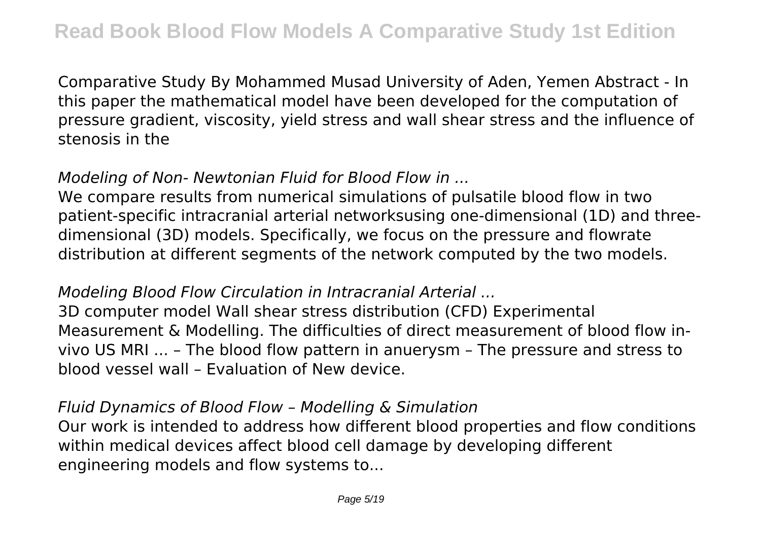Comparative Study By Mohammed Musad University of Aden, Yemen Abstract - In this paper the mathematical model have been developed for the computation of pressure gradient, viscosity, yield stress and wall shear stress and the influence of stenosis in the

## *Modeling of Non- Newtonian Fluid for Blood Flow in ...*

We compare results from numerical simulations of pulsatile blood flow in two patient-specific intracranial arterial networksusing one-dimensional (1D) and three-dimensional (3D) models. Specifically, we focus on the pressure and flowrate distribution at different segments of the network computed by the two models.

## *Modeling Blood Flow Circulation in Intracranial Arterial ...*

3D computer model Wall shear stress distribution (CFD) Experimental Measurement & Modelling. The difficulties of direct measurement of blood flow in-vivo US MRI ... – The blood flow pattern in anuerysm – The pressure and stress to blood vessel wall – Evaluation of New device.

## *Fluid Dynamics of Blood Flow – Modelling & Simulation*

Our work is intended to address how different blood properties and flow conditions within medical devices affect blood cell damage by developing different engineering models and flow systems to...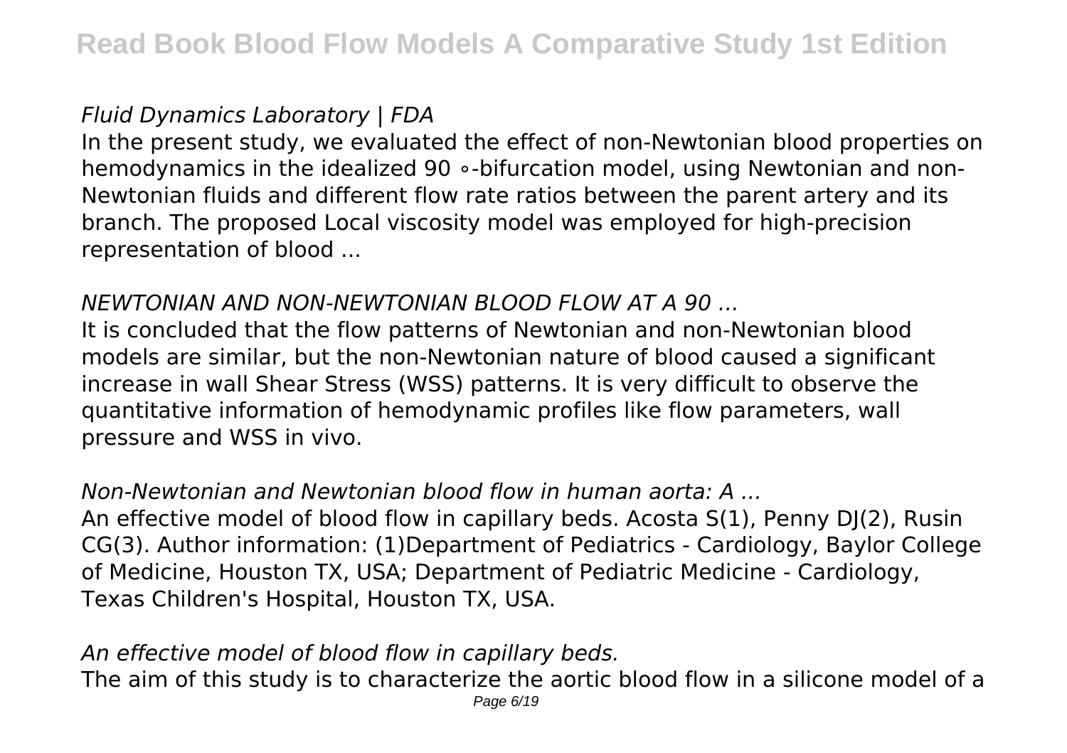*Fluid Dynamics Laboratory | FDA*

In the present study, we evaluated the effect of non-Newtonian blood properties on hemodynamics in the idealized 90 ∘-bifurcation model, using Newtonian and non-Newtonian fluids and different flow rate ratios between the parent artery and its branch. The proposed Local viscosity model was employed for high-precision representation of blood ...

*NEWTONIAN AND NON-NEWTONIAN BLOOD FLOW AT A 90 ...*

It is concluded that the flow patterns of Newtonian and non-Newtonian blood models are similar, but the non-Newtonian nature of blood caused a significant increase in wall Shear Stress (WSS) patterns. It is very difficult to observe the quantitative information of hemodynamic profiles like flow parameters, wall pressure and WSS in vivo.

*Non-Newtonian and Newtonian blood flow in human aorta: A ...*

An effective model of blood flow in capillary beds. Acosta S(1), Penny DJ(2), Rusin CG(3). Author information: (1)Department of Pediatrics - Cardiology, Baylor College of Medicine, Houston TX, USA; Department of Pediatric Medicine - Cardiology, Texas Children's Hospital, Houston TX, USA.

*An effective model of blood flow in capillary beds.*

The aim of this study is to characterize the aortic blood flow in a silicone model of a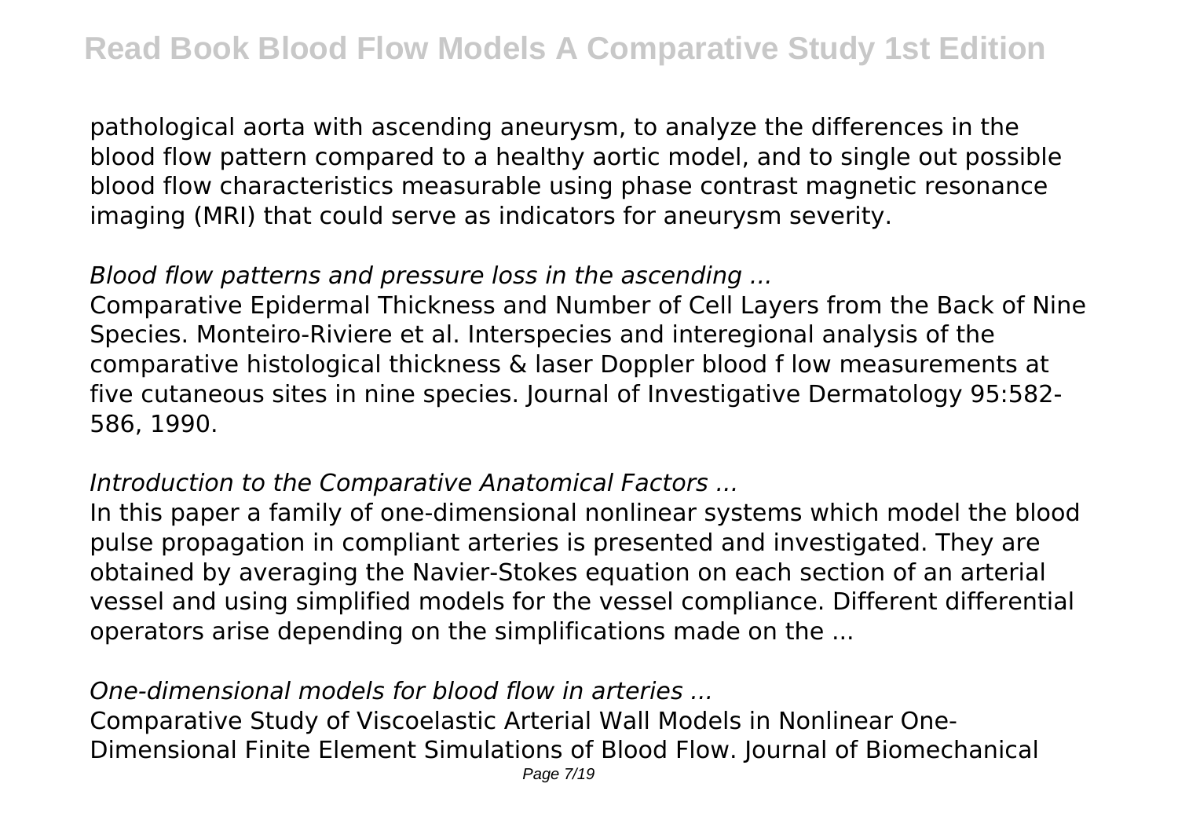pathological aorta with ascending aneurysm, to analyze the differences in the blood flow pattern compared to a healthy aortic model, and to single out possible blood flow characteristics measurable using phase contrast magnetic resonance imaging (MRI) that could serve as indicators for aneurysm severity.

*Blood flow patterns and pressure loss in the ascending ...*

Comparative Epidermal Thickness and Number of Cell Layers from the Back of Nine Species. Monteiro-Riviere et al. Interspecies and interegional analysis of the comparative histological thickness & laser Doppler blood f low measurements at five cutaneous sites in nine species. Journal of Investigative Dermatology 95:582-586, 1990.

*Introduction to the Comparative Anatomical Factors ...*

In this paper a family of one-dimensional nonlinear systems which model the blood pulse propagation in compliant arteries is presented and investigated. They are obtained by averaging the Navier-Stokes equation on each section of an arterial vessel and using simplified models for the vessel compliance. Different differential operators arise depending on the simplifications made on the ...

*One-dimensional models for blood flow in arteries ...*

Comparative Study of Viscoelastic Arterial Wall Models in Nonlinear One-Dimensional Finite Element Simulations of Blood Flow. Journal of Biomechanical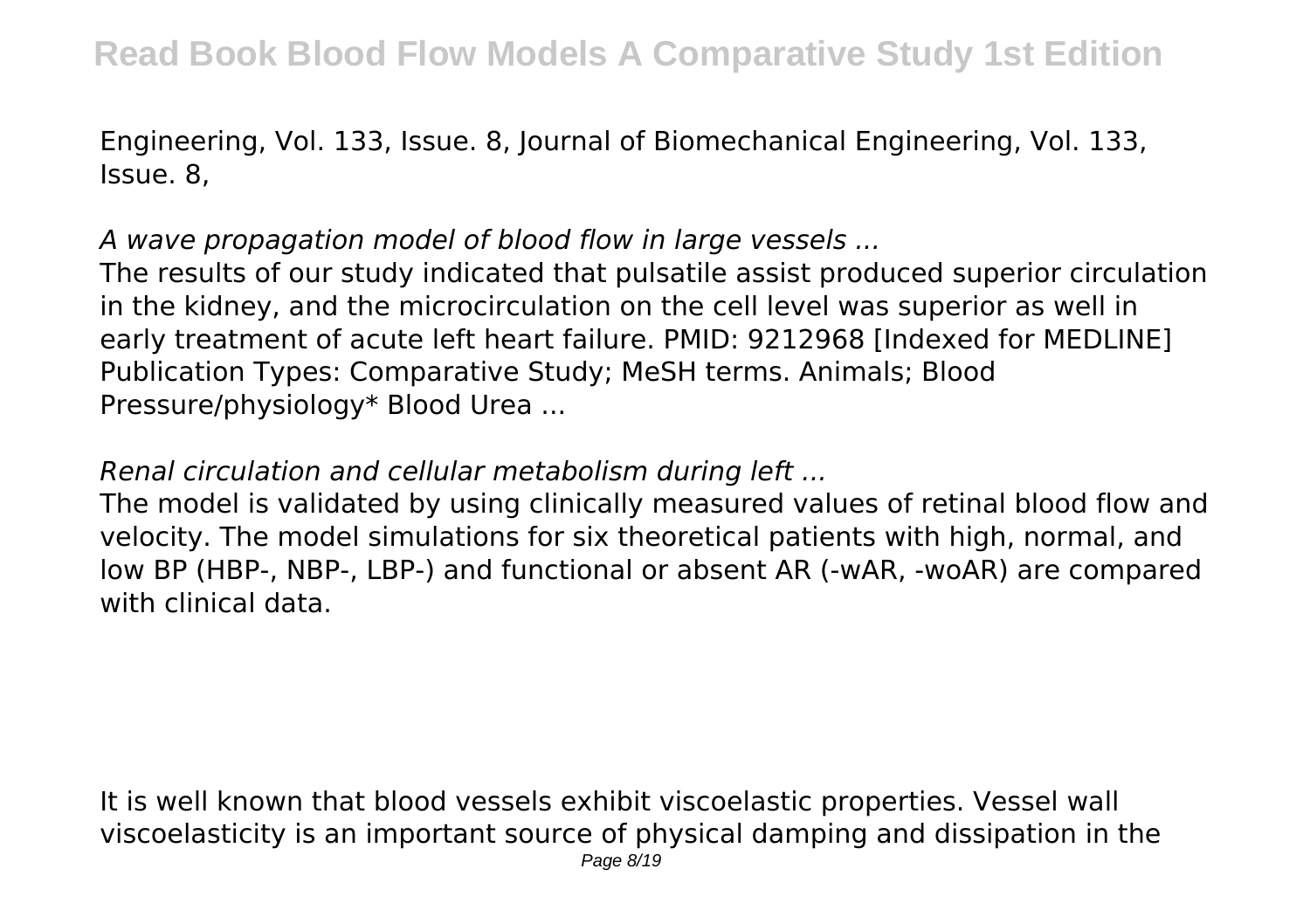Engineering, Vol. 133, Issue. 8, Journal of Biomechanical Engineering, Vol. 133, Issue. 8,

*A wave propagation model of blood flow in large vessels ...*

The results of our study indicated that pulsatile assist produced superior circulation in the kidney, and the microcirculation on the cell level was superior as well in early treatment of acute left heart failure. PMID: 9212968 [Indexed for MEDLINE] Publication Types: Comparative Study; MeSH terms. Animals; Blood Pressure/physiology* Blood Urea ...

*Renal circulation and cellular metabolism during left ...*

The model is validated by using clinically measured values of retinal blood flow and velocity. The model simulations for six theoretical patients with high, normal, and low BP (HBP-, NBP-, LBP-) and functional or absent AR (-wAR, -woAR) are compared with clinical data.

It is well known that blood vessels exhibit viscoelastic properties. Vessel wall viscoelasticity is an important source of physical damping and dissipation in the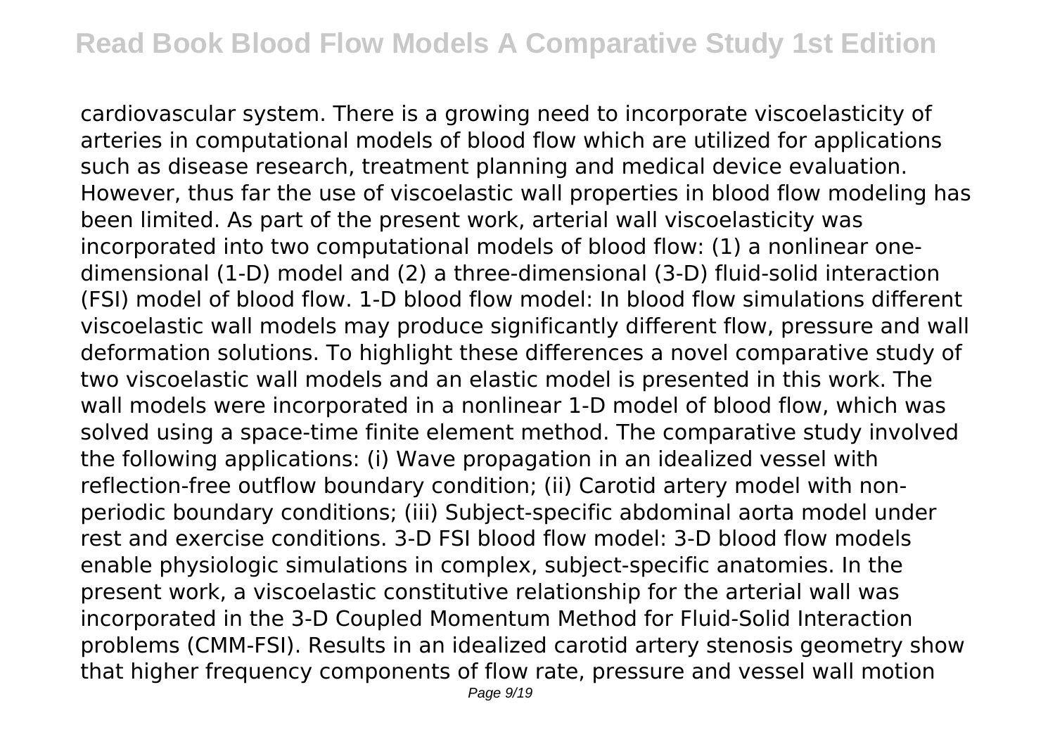cardiovascular system. There is a growing need to incorporate viscoelasticity of arteries in computational models of blood flow which are utilized for applications such as disease research, treatment planning and medical device evaluation. However, thus far the use of viscoelastic wall properties in blood flow modeling has been limited. As part of the present work, arterial wall viscoelasticity was incorporated into two computational models of blood flow: (1) a nonlinear one-dimensional (1-D) model and (2) a three-dimensional (3-D) fluid-solid interaction (FSI) model of blood flow. 1-D blood flow model: In blood flow simulations different viscoelastic wall models may produce significantly different flow, pressure and wall deformation solutions. To highlight these differences a novel comparative study of two viscoelastic wall models and an elastic model is presented in this work. The wall models were incorporated in a nonlinear 1-D model of blood flow, which was solved using a space-time finite element method. The comparative study involved the following applications: (i) Wave propagation in an idealized vessel with reflection-free outflow boundary condition; (ii) Carotid artery model with non-periodic boundary conditions; (iii) Subject-specific abdominal aorta model under rest and exercise conditions. 3-D FSI blood flow model: 3-D blood flow models enable physiologic simulations in complex, subject-specific anatomies. In the present work, a viscoelastic constitutive relationship for the arterial wall was incorporated in the 3-D Coupled Momentum Method for Fluid-Solid Interaction problems (CMM-FSI). Results in an idealized carotid artery stenosis geometry show that higher frequency components of flow rate, pressure and vessel wall motion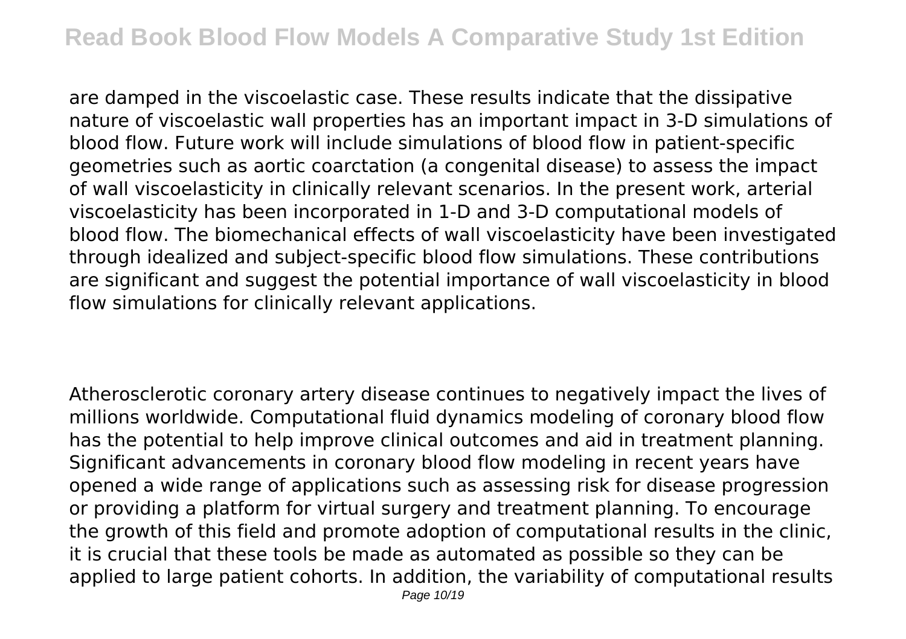are damped in the viscoelastic case. These results indicate that the dissipative nature of viscoelastic wall properties has an important impact in 3-D simulations of blood flow. Future work will include simulations of blood flow in patient-specific geometries such as aortic coarctation (a congenital disease) to assess the impact of wall viscoelasticity in clinically relevant scenarios. In the present work, arterial viscoelasticity has been incorporated in 1-D and 3-D computational models of blood flow. The biomechanical effects of wall viscoelasticity have been investigated through idealized and subject-specific blood flow simulations. These contributions are significant and suggest the potential importance of wall viscoelasticity in blood flow simulations for clinically relevant applications.

Atherosclerotic coronary artery disease continues to negatively impact the lives of millions worldwide. Computational fluid dynamics modeling of coronary blood flow has the potential to help improve clinical outcomes and aid in treatment planning. Significant advancements in coronary blood flow modeling in recent years have opened a wide range of applications such as assessing risk for disease progression or providing a platform for virtual surgery and treatment planning. To encourage the growth of this field and promote adoption of computational results in the clinic, it is crucial that these tools be made as automated as possible so they can be applied to large patient cohorts. In addition, the variability of computational results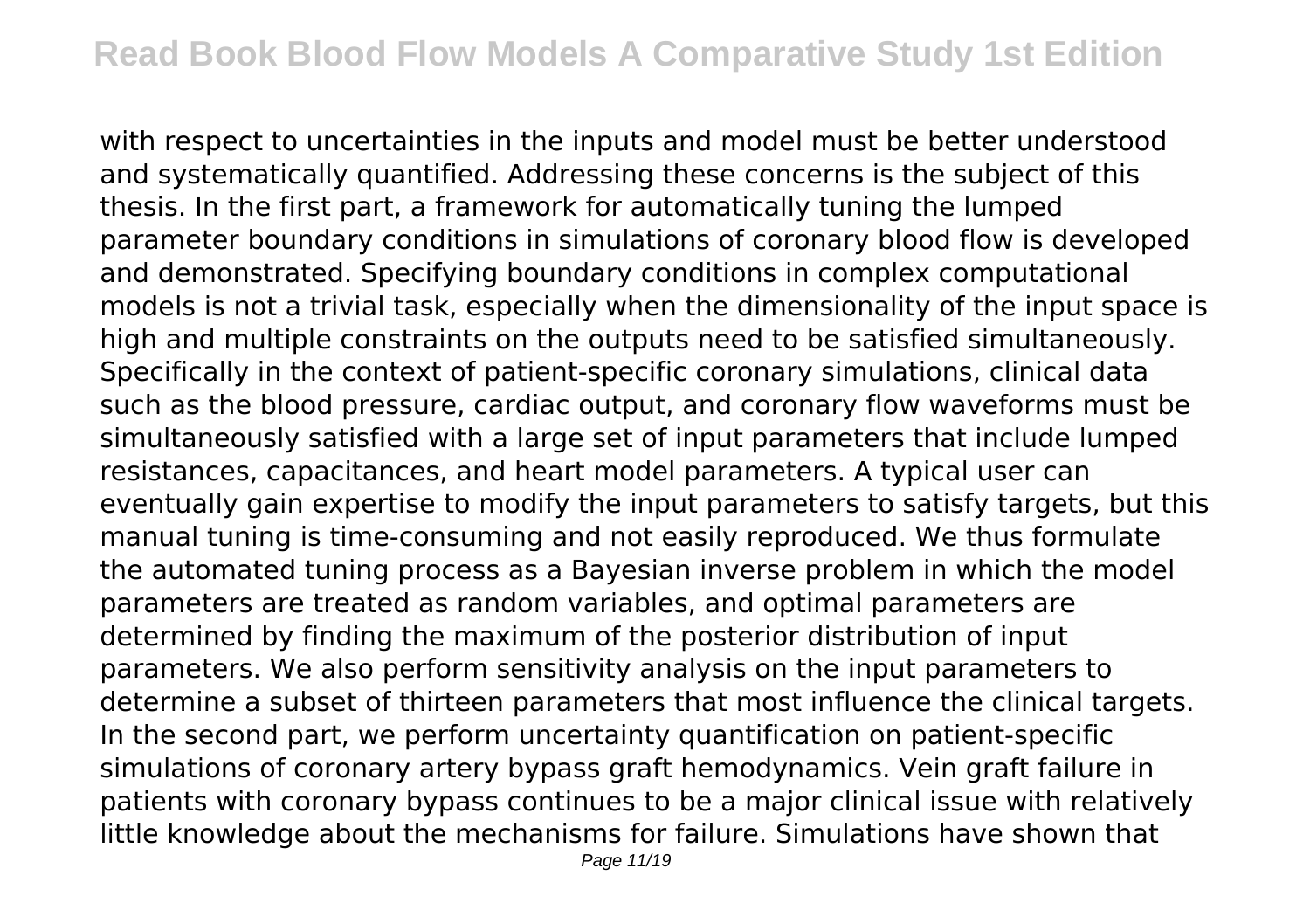with respect to uncertainties in the inputs and model must be better understood and systematically quantified. Addressing these concerns is the subject of this thesis. In the first part, a framework for automatically tuning the lumped parameter boundary conditions in simulations of coronary blood flow is developed and demonstrated. Specifying boundary conditions in complex computational models is not a trivial task, especially when the dimensionality of the input space is high and multiple constraints on the outputs need to be satisfied simultaneously. Specifically in the context of patient-specific coronary simulations, clinical data such as the blood pressure, cardiac output, and coronary flow waveforms must be simultaneously satisfied with a large set of input parameters that include lumped resistances, capacitances, and heart model parameters. A typical user can eventually gain expertise to modify the input parameters to satisfy targets, but this manual tuning is time-consuming and not easily reproduced. We thus formulate the automated tuning process as a Bayesian inverse problem in which the model parameters are treated as random variables, and optimal parameters are determined by finding the maximum of the posterior distribution of input parameters. We also perform sensitivity analysis on the input parameters to determine a subset of thirteen parameters that most influence the clinical targets. In the second part, we perform uncertainty quantification on patient-specific simulations of coronary artery bypass graft hemodynamics. Vein graft failure in patients with coronary bypass continues to be a major clinical issue with relatively little knowledge about the mechanisms for failure. Simulations have shown that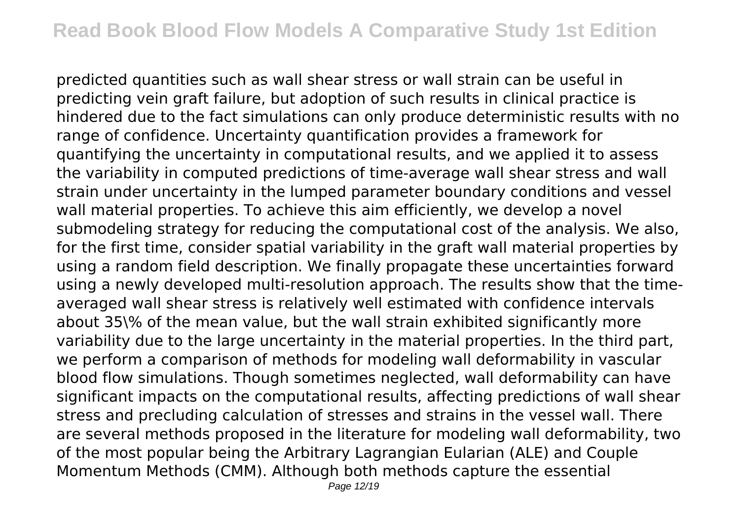predicted quantities such as wall shear stress or wall strain can be useful in predicting vein graft failure, but adoption of such results in clinical practice is hindered due to the fact simulations can only produce deterministic results with no range of confidence. Uncertainty quantification provides a framework for quantifying the uncertainty in computational results, and we applied it to assess the variability in computed predictions of time-average wall shear stress and wall strain under uncertainty in the lumped parameter boundary conditions and vessel wall material properties. To achieve this aim efficiently, we develop a novel submodeling strategy for reducing the computational cost of the analysis. We also, for the first time, consider spatial variability in the graft wall material properties by using a random field description. We finally propagate these uncertainties forward using a newly developed multi-resolution approach. The results show that the time-averaged wall shear stress is relatively well estimated with confidence intervals about 35\% of the mean value, but the wall strain exhibited significantly more variability due to the large uncertainty in the material properties. In the third part, we perform a comparison of methods for modeling wall deformability in vascular blood flow simulations. Though sometimes neglected, wall deformability can have significant impacts on the computational results, affecting predictions of wall shear stress and precluding calculation of stresses and strains in the vessel wall. There are several methods proposed in the literature for modeling wall deformability, two of the most popular being the Arbitrary Lagrangian Eularian (ALE) and Couple Momentum Methods (CMM). Although both methods capture the essential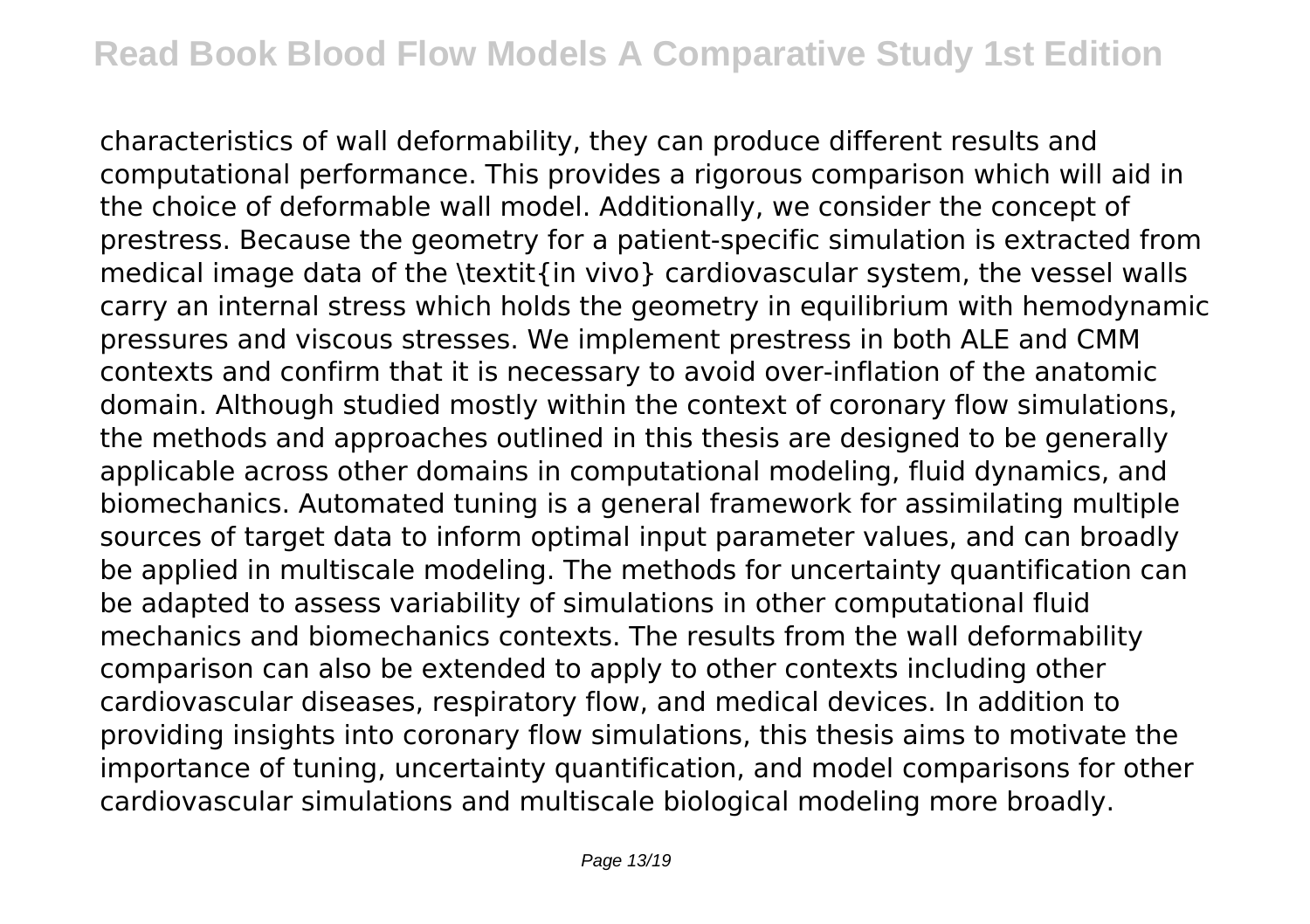characteristics of wall deformability, they can produce different results and computational performance. This provides a rigorous comparison which will aid in the choice of deformable wall model. Additionally, we consider the concept of prestress. Because the geometry for a patient-specific simulation is extracted from medical image data of the \textit{in vivo} cardiovascular system, the vessel walls carry an internal stress which holds the geometry in equilibrium with hemodynamic pressures and viscous stresses. We implement prestress in both ALE and CMM contexts and confirm that it is necessary to avoid over-inflation of the anatomic domain. Although studied mostly within the context of coronary flow simulations, the methods and approaches outlined in this thesis are designed to be generally applicable across other domains in computational modeling, fluid dynamics, and biomechanics. Automated tuning is a general framework for assimilating multiple sources of target data to inform optimal input parameter values, and can broadly be applied in multiscale modeling. The methods for uncertainty quantification can be adapted to assess variability of simulations in other computational fluid mechanics and biomechanics contexts. The results from the wall deformability comparison can also be extended to apply to other contexts including other cardiovascular diseases, respiratory flow, and medical devices. In addition to providing insights into coronary flow simulations, this thesis aims to motivate the importance of tuning, uncertainty quantification, and model comparisons for other cardiovascular simulations and multiscale biological modeling more broadly.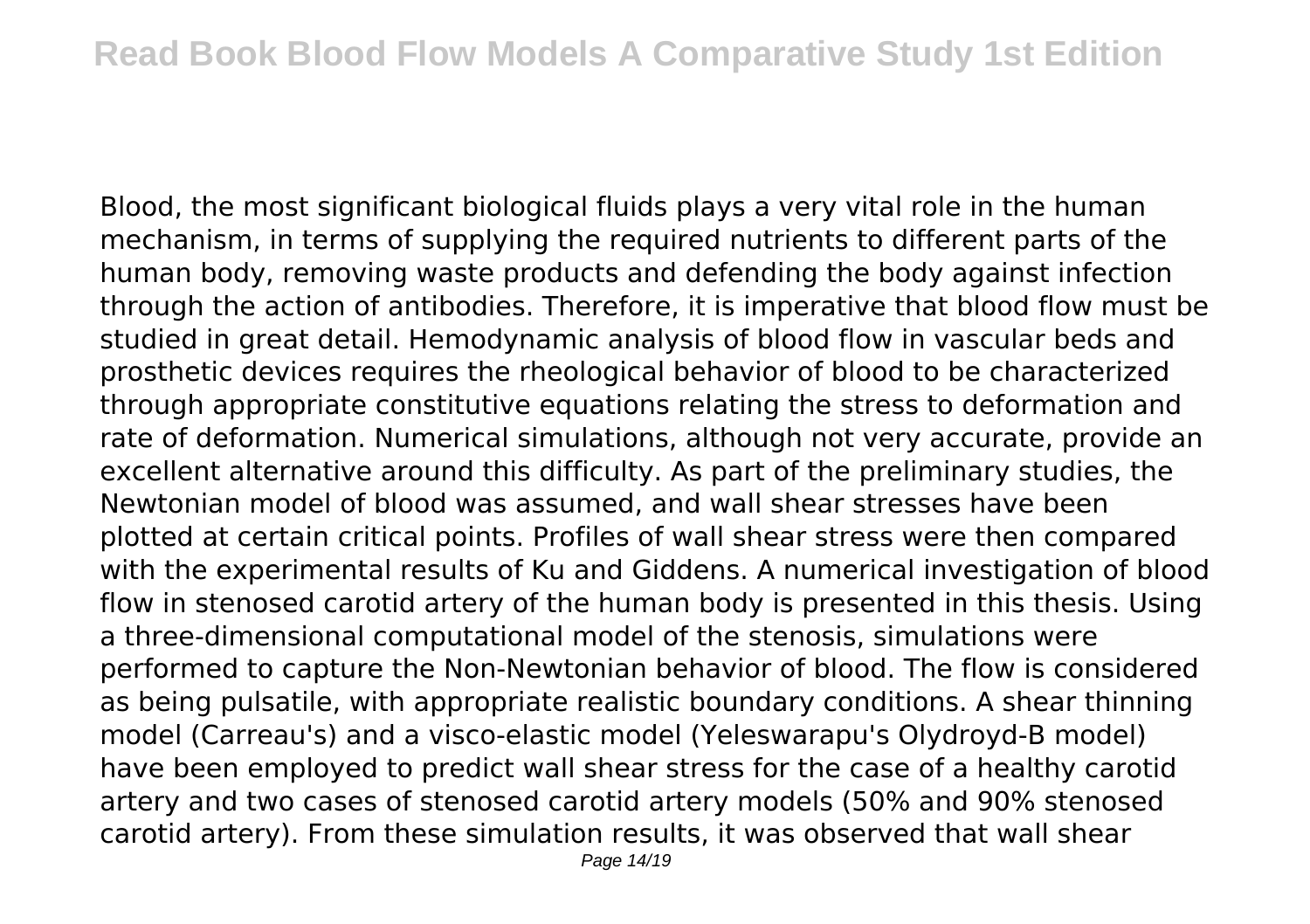Blood, the most significant biological fluids plays a very vital role in the human mechanism, in terms of supplying the required nutrients to different parts of the human body, removing waste products and defending the body against infection through the action of antibodies. Therefore, it is imperative that blood flow must be studied in great detail. Hemodynamic analysis of blood flow in vascular beds and prosthetic devices requires the rheological behavior of blood to be characterized through appropriate constitutive equations relating the stress to deformation and rate of deformation. Numerical simulations, although not very accurate, provide an excellent alternative around this difficulty. As part of the preliminary studies, the Newtonian model of blood was assumed, and wall shear stresses have been plotted at certain critical points. Profiles of wall shear stress were then compared with the experimental results of Ku and Giddens. A numerical investigation of blood flow in stenosed carotid artery of the human body is presented in this thesis. Using a three-dimensional computational model of the stenosis, simulations were performed to capture the Non-Newtonian behavior of blood. The flow is considered as being pulsatile, with appropriate realistic boundary conditions. A shear thinning model (Carreau's) and a visco-elastic model (Yeleswarapu's Olydroyd-B model) have been employed to predict wall shear stress for the case of a healthy carotid artery and two cases of stenosed carotid artery models (50% and 90% stenosed carotid artery). From these simulation results, it was observed that wall shear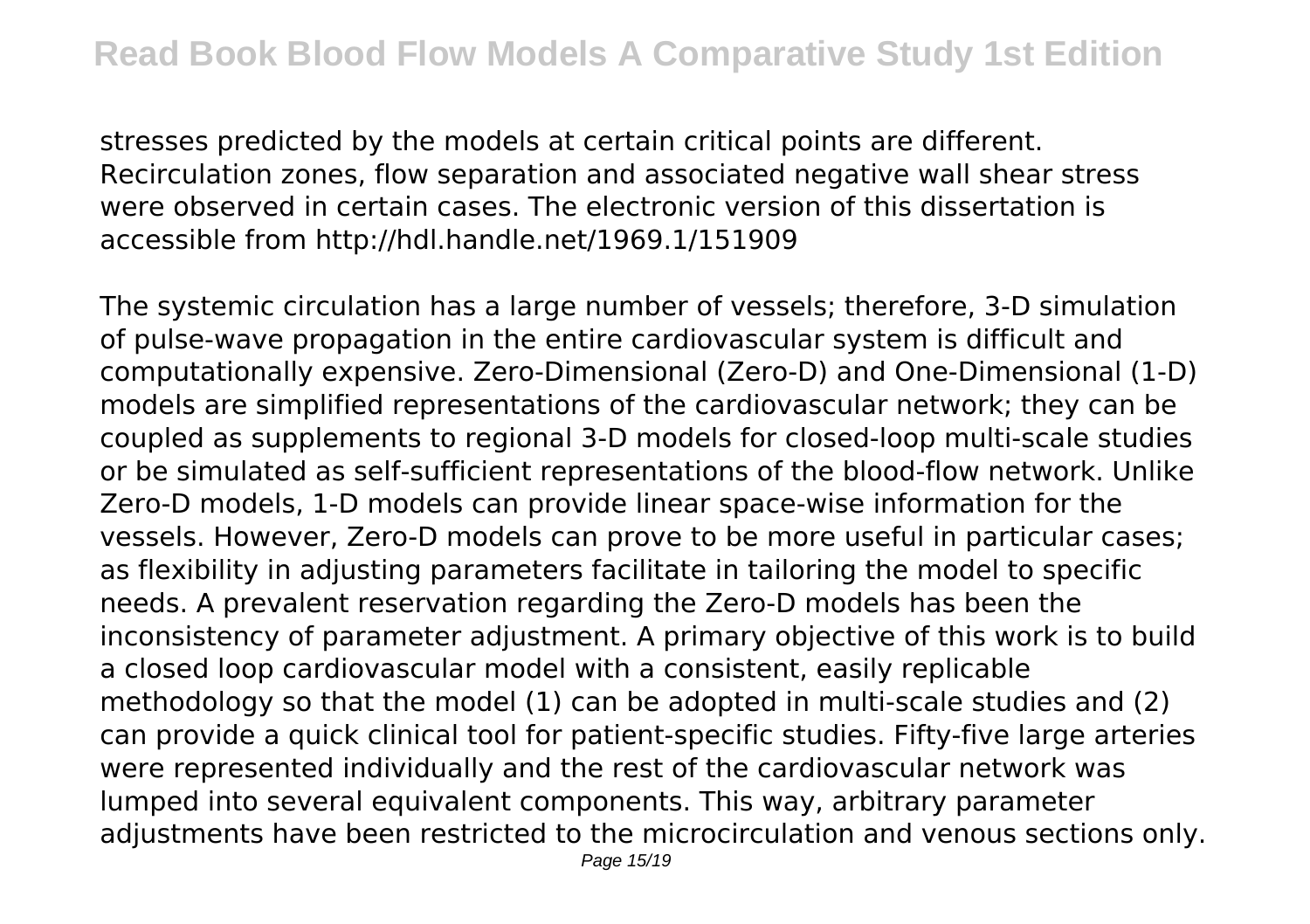stresses predicted by the models at certain critical points are different. Recirculation zones, flow separation and associated negative wall shear stress were observed in certain cases. The electronic version of this dissertation is accessible from http://hdl.handle.net/1969.1/151909

The systemic circulation has a large number of vessels; therefore, 3-D simulation of pulse-wave propagation in the entire cardiovascular system is difficult and computationally expensive. Zero-Dimensional (Zero-D) and One-Dimensional (1-D) models are simplified representations of the cardiovascular network; they can be coupled as supplements to regional 3-D models for closed-loop multi-scale studies or be simulated as self-sufficient representations of the blood-flow network. Unlike Zero-D models, 1-D models can provide linear space-wise information for the vessels. However, Zero-D models can prove to be more useful in particular cases; as flexibility in adjusting parameters facilitate in tailoring the model to specific needs. A prevalent reservation regarding the Zero-D models has been the inconsistency of parameter adjustment. A primary objective of this work is to build a closed loop cardiovascular model with a consistent, easily replicable methodology so that the model (1) can be adopted in multi-scale studies and (2) can provide a quick clinical tool for patient-specific studies. Fifty-five large arteries were represented individually and the rest of the cardiovascular network was lumped into several equivalent components. This way, arbitrary parameter adjustments have been restricted to the microcirculation and venous sections only.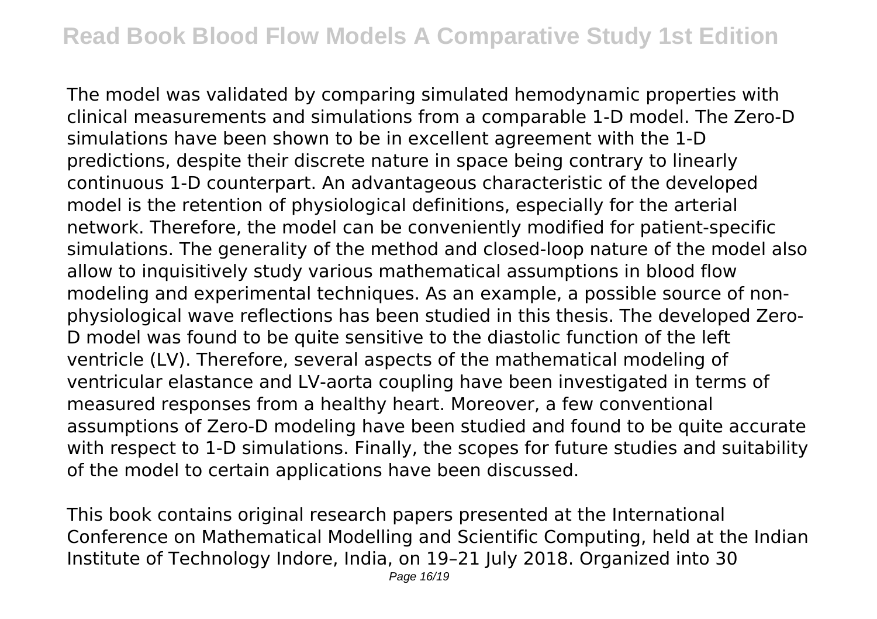The model was validated by comparing simulated hemodynamic properties with clinical measurements and simulations from a comparable 1-D model. The Zero-D simulations have been shown to be in excellent agreement with the 1-D predictions, despite their discrete nature in space being contrary to linearly continuous 1-D counterpart. An advantageous characteristic of the developed model is the retention of physiological definitions, especially for the arterial network. Therefore, the model can be conveniently modified for patient-specific simulations. The generality of the method and closed-loop nature of the model also allow to inquisitively study various mathematical assumptions in blood flow modeling and experimental techniques. As an example, a possible source of non-physiological wave reflections has been studied in this thesis. The developed Zero-D model was found to be quite sensitive to the diastolic function of the left ventricle (LV). Therefore, several aspects of the mathematical modeling of ventricular elastance and LV-aorta coupling have been investigated in terms of measured responses from a healthy heart. Moreover, a few conventional assumptions of Zero-D modeling have been studied and found to be quite accurate with respect to 1-D simulations. Finally, the scopes for future studies and suitability of the model to certain applications have been discussed.

This book contains original research papers presented at the International Conference on Mathematical Modelling and Scientific Computing, held at the Indian Institute of Technology Indore, India, on 19–21 July 2018. Organized into 30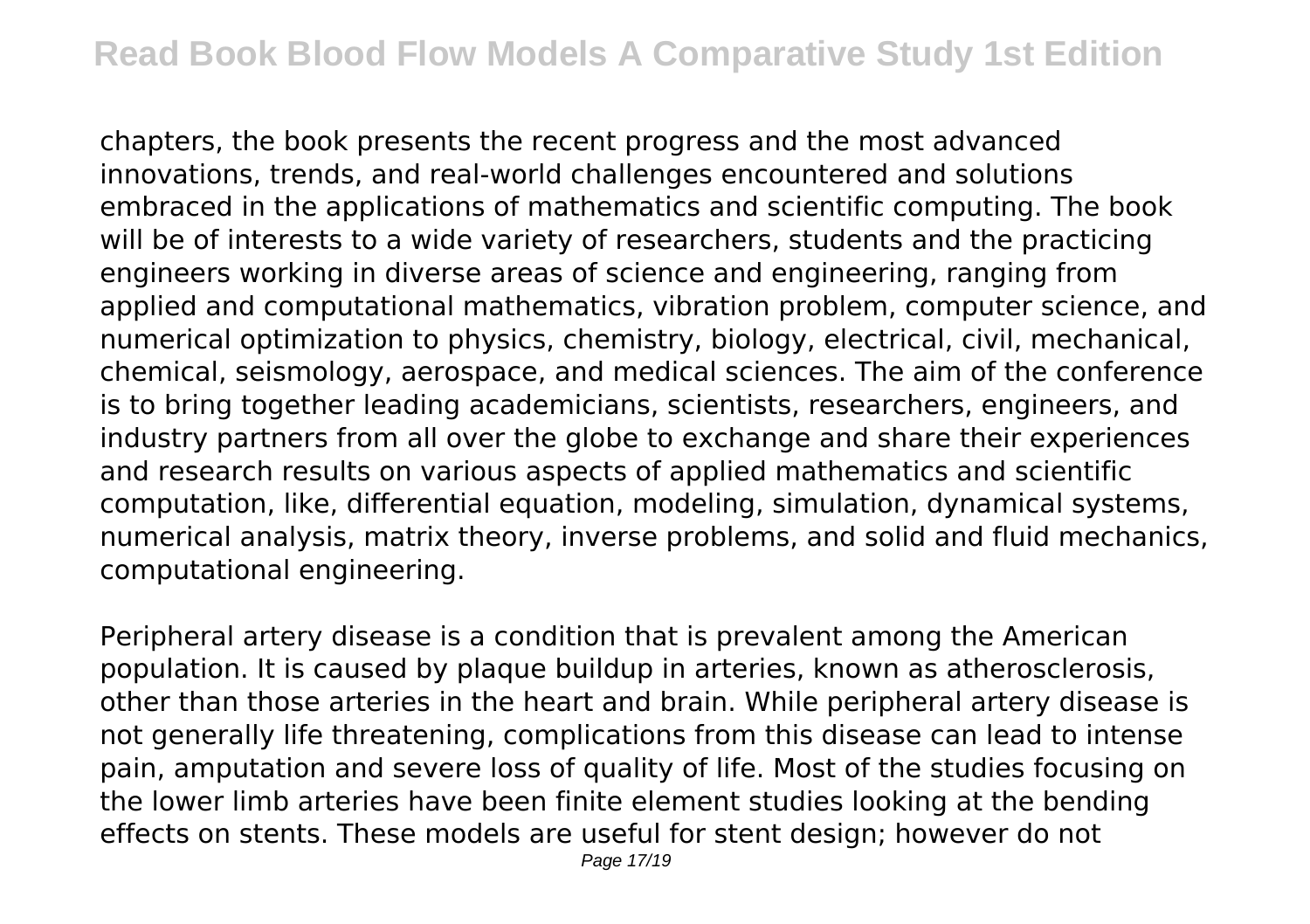chapters, the book presents the recent progress and the most advanced innovations, trends, and real-world challenges encountered and solutions embraced in the applications of mathematics and scientific computing. The book will be of interests to a wide variety of researchers, students and the practicing engineers working in diverse areas of science and engineering, ranging from applied and computational mathematics, vibration problem, computer science, and numerical optimization to physics, chemistry, biology, electrical, civil, mechanical, chemical, seismology, aerospace, and medical sciences. The aim of the conference is to bring together leading academicians, scientists, researchers, engineers, and industry partners from all over the globe to exchange and share their experiences and research results on various aspects of applied mathematics and scientific computation, like, differential equation, modeling, simulation, dynamical systems, numerical analysis, matrix theory, inverse problems, and solid and fluid mechanics, computational engineering.

Peripheral artery disease is a condition that is prevalent among the American population. It is caused by plaque buildup in arteries, known as atherosclerosis, other than those arteries in the heart and brain. While peripheral artery disease is not generally life threatening, complications from this disease can lead to intense pain, amputation and severe loss of quality of life. Most of the studies focusing on the lower limb arteries have been finite element studies looking at the bending effects on stents. These models are useful for stent design; however do not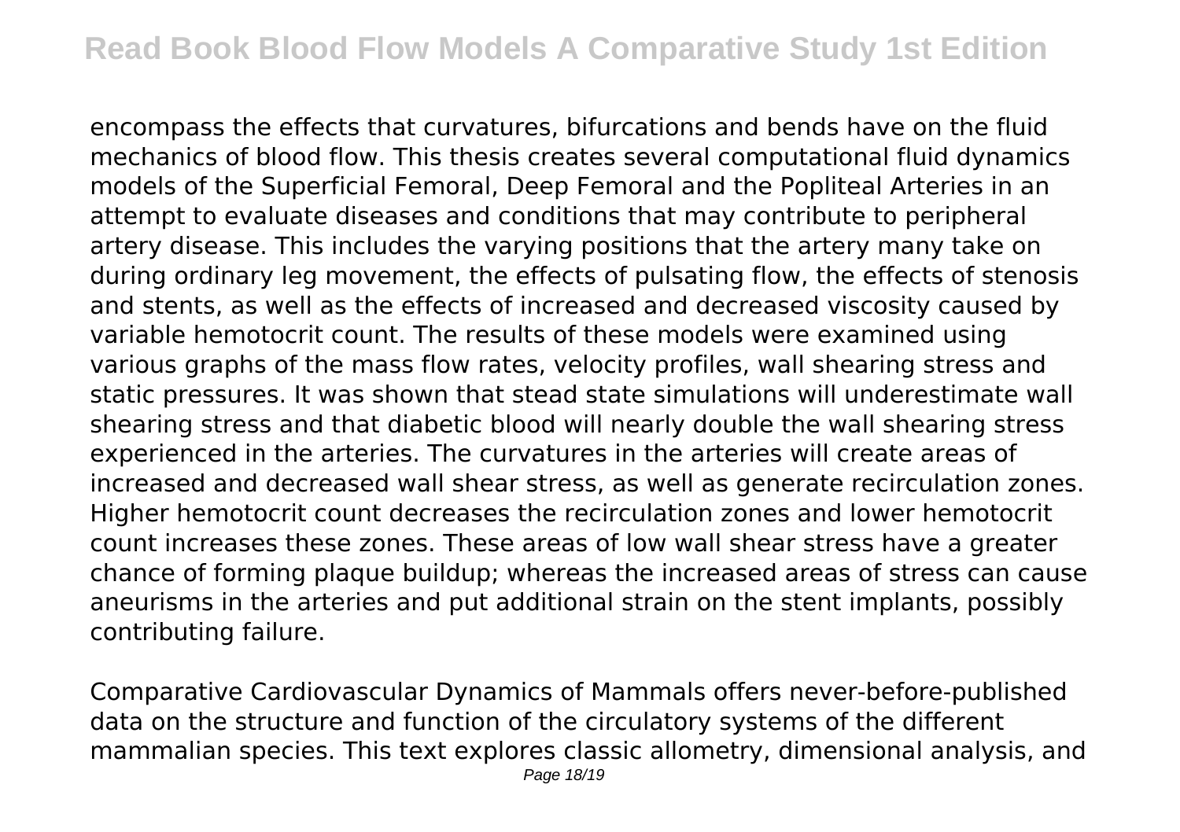encompass the effects that curvatures, bifurcations and bends have on the fluid mechanics of blood flow. This thesis creates several computational fluid dynamics models of the Superficial Femoral, Deep Femoral and the Popliteal Arteries in an attempt to evaluate diseases and conditions that may contribute to peripheral artery disease. This includes the varying positions that the artery many take on during ordinary leg movement, the effects of pulsating flow, the effects of stenosis and stents, as well as the effects of increased and decreased viscosity caused by variable hemotocrit count. The results of these models were examined using various graphs of the mass flow rates, velocity profiles, wall shearing stress and static pressures. It was shown that stead state simulations will underestimate wall shearing stress and that diabetic blood will nearly double the wall shearing stress experienced in the arteries. The curvatures in the arteries will create areas of increased and decreased wall shear stress, as well as generate recirculation zones. Higher hemotocrit count decreases the recirculation zones and lower hemotocrit count increases these zones. These areas of low wall shear stress have a greater chance of forming plaque buildup; whereas the increased areas of stress can cause aneurisms in the arteries and put additional strain on the stent implants, possibly contributing failure.

Comparative Cardiovascular Dynamics of Mammals offers never-before-published data on the structure and function of the circulatory systems of the different mammalian species. This text explores classic allometry, dimensional analysis, and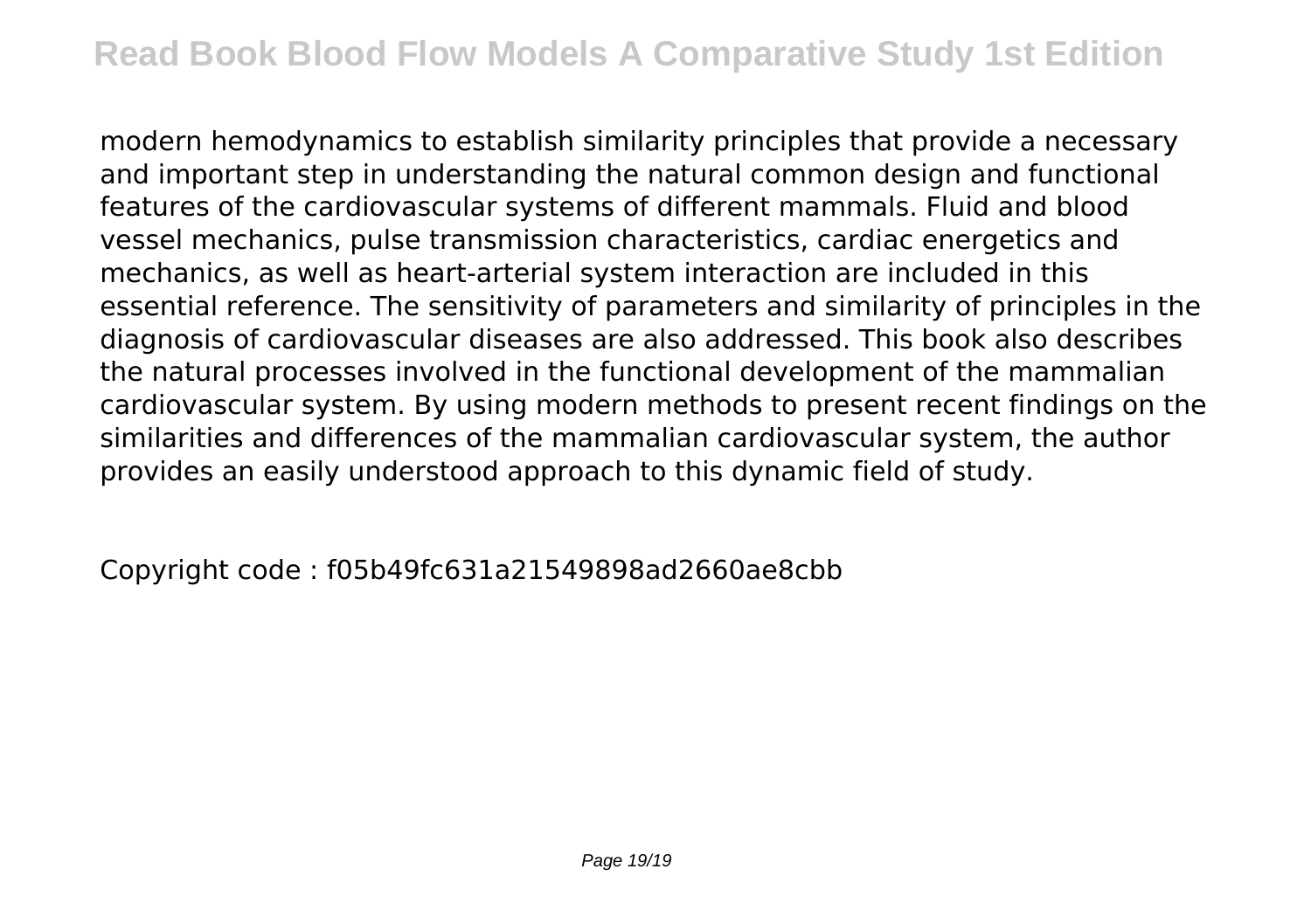modern hemodynamics to establish similarity principles that provide a necessary and important step in understanding the natural common design and functional features of the cardiovascular systems of different mammals. Fluid and blood vessel mechanics, pulse transmission characteristics, cardiac energetics and mechanics, as well as heart-arterial system interaction are included in this essential reference. The sensitivity of parameters and similarity of principles in the diagnosis of cardiovascular diseases are also addressed. This book also describes the natural processes involved in the functional development of the mammalian cardiovascular system. By using modern methods to present recent findings on the similarities and differences of the mammalian cardiovascular system, the author provides an easily understood approach to this dynamic field of study.

Copyright code : f05b49fc631a21549898ad2660ae8cbb